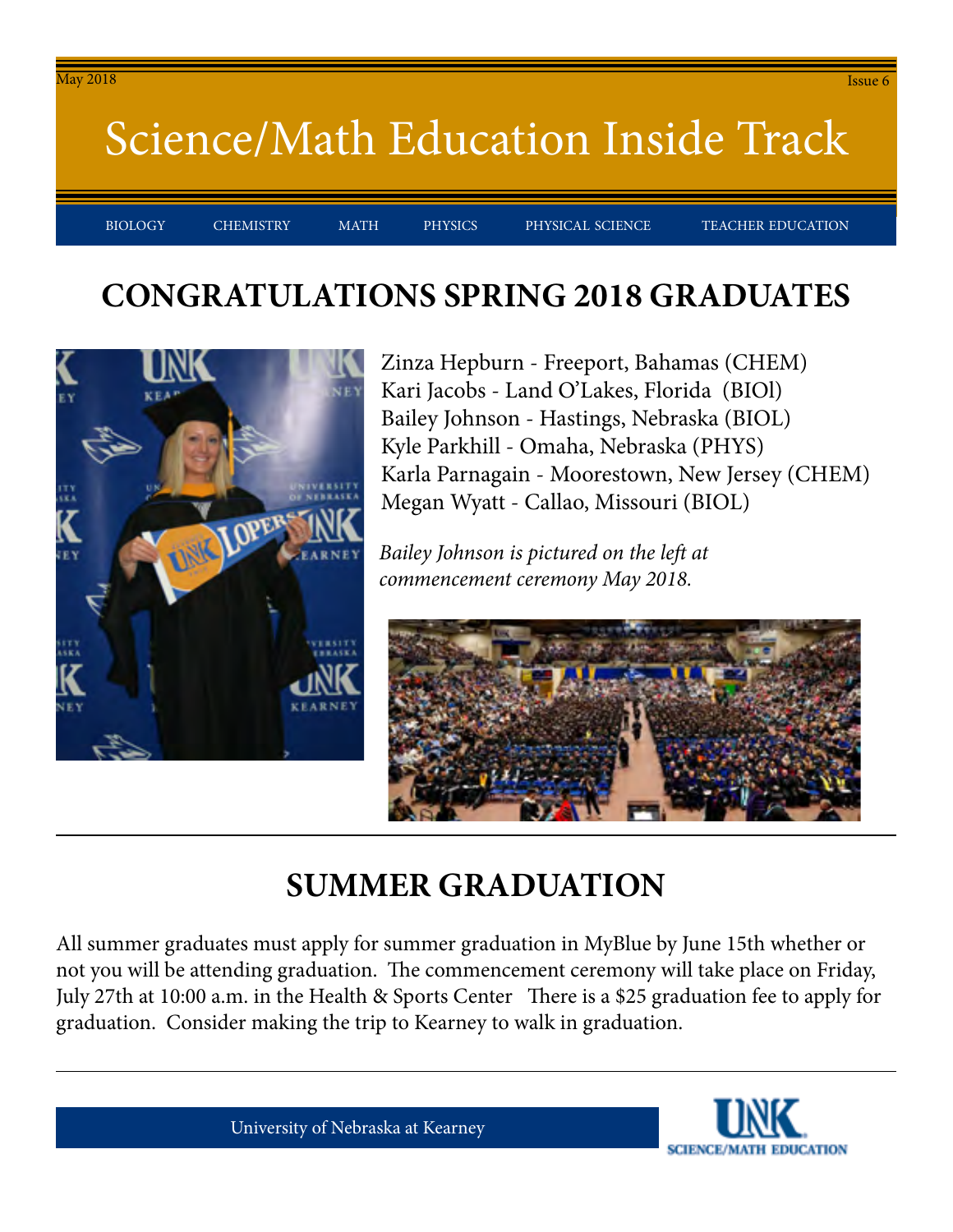May 2018 Issue 6

# Science/Math Education Inside Track

BIOLOGY CHEMISTRY MATH PHYSICS PHYSICAL SCIENCE TEACHER EDUCATION

## CONGRATULATIONS SPRING 2018 GRADUATES

Zinza Hepburn - Freeport, Bahamas (CHEM)
Kari Jacobs - Land O'Lakes, Florida (BIOl)
Bailey Johnson - Hastings, Nebraska (BIOL)
Kyle Parkhill - Omaha, Nebraska (PHYS)
Karla Parnagain - Moorestown, New Jersey (CHEM)
Megan Wyatt - Callao, Missouri (BIOL)

*Bailey Johnson is pictured on the left at commencement ceremony May 2018.*

## SUMMER GRADUATION

All summer graduates must apply for summer graduation in MyBlue by June 15th whether or not you will be attending graduation. The commencement ceremony will take place on Friday, July 27th at 10:00 a.m. in the Health & Sports Center There is a $25 graduation fee to apply for graduation. Consider making the trip to Kearney to walk in graduation.

University of Nebraska at Kearney

UNK SCIENCE/MATH EDUCATION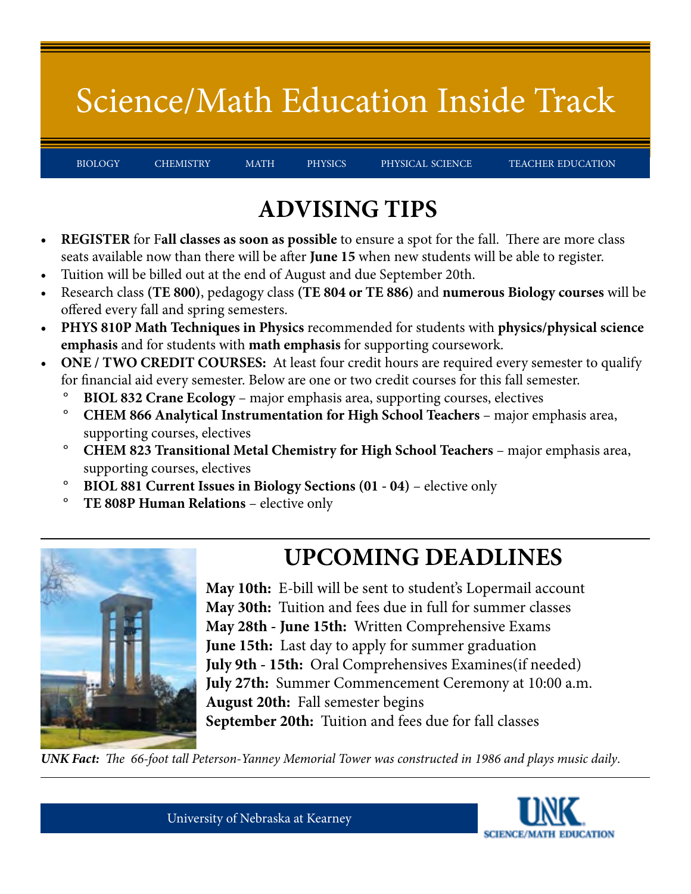# Science/Math Education Inside Track

BIOLOGY CHEMISTRY MATH PHYSICS PHYSICAL SCIENCE TEACHER EDUCATION

## ADVISING TIPS

- **REGISTER** for F**all classes as soon as possible** to ensure a spot for the fall. There are more class seats available now than there will be after **June 15** when new students will be able to register.
- Tuition will be billed out at the end of August and due September 20th.
- Research class **(TE 800)**, pedagogy class **(TE 804 or TE 886)** and **numerous Biology courses** will be offered every fall and spring semesters.
- **PHYS 810P Math Techniques in Physics** recommended for students with **physics/physical science emphasis** and for students with **math emphasis** for supporting coursework.
- **ONE / TWO CREDIT COURSES:** At least four credit hours are required every semester to qualify for financial aid every semester. Below are one or two credit courses for this fall semester.
  - **BIOL 832 Crane Ecology** – major emphasis area, supporting courses, electives
  - **CHEM 866 Analytical Instrumentation for High School Teachers** – major emphasis area, supporting courses, electives
  - **CHEM 823 Transitional Metal Chemistry for High School Teachers** – major emphasis area, supporting courses, electives
  - **BIOL 881 Current Issues in Biology Sections (01 - 04)** – elective only
  - **TE 808P Human Relations** – elective only

## UPCOMING DEADLINES

**May 10th:** E-bill will be sent to student's Lopermail account
**May 30th:** Tuition and fees due in full for summer classes
**May 28th - June 15th:** Written Comprehensive Exams
**June 15th:** Last day to apply for summer graduation
**July 9th - 15th:** Oral Comprehensives Examines(if needed)
**July 27th:** Summer Commencement Ceremony at 10:00 a.m.
**August 20th:** Fall semester begins
**September 20th:** Tuition and fees due for fall classes

***UNK Fact:*** *The 66-foot tall Peterson-Yanney Memorial Tower was constructed in 1986 and plays music daily.*

University of Nebraska at Kearney

UNK SCIENCE/MATH EDUCATION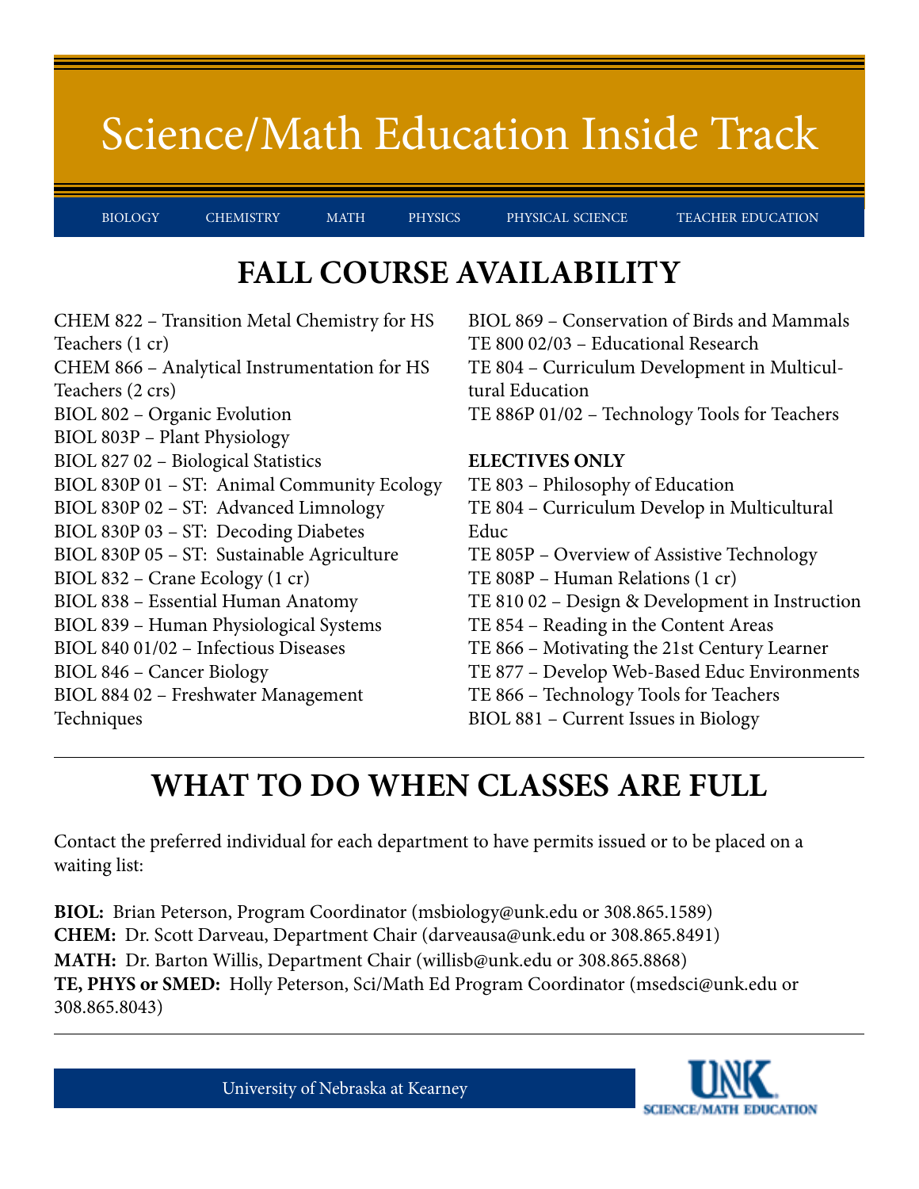# Science/Math Education Inside Track

BIOLOGY CHEMISTRY MATH PHYSICS PHYSICAL SCIENCE TEACHER EDUCATION

## FALL COURSE AVAILABILITY

CHEM 822 – Transition Metal Chemistry for HS Teachers (1 cr)
CHEM 866 – Analytical Instrumentation for HS Teachers (2 crs)
BIOL 802 – Organic Evolution
BIOL 803P – Plant Physiology
BIOL 827 02 – Biological Statistics
BIOL 830P 01 – ST: Animal Community Ecology
BIOL 830P 02 – ST: Advanced Limnology
BIOL 830P 03 – ST: Decoding Diabetes
BIOL 830P 05 – ST: Sustainable Agriculture
BIOL 832 – Crane Ecology (1 cr)
BIOL 838 – Essential Human Anatomy
BIOL 839 – Human Physiological Systems
BIOL 840 01/02 – Infectious Diseases
BIOL 846 – Cancer Biology
BIOL 884 02 – Freshwater Management Techniques
BIOL 869 – Conservation of Birds and Mammals
TE 800 02/03 – Educational Research
TE 804 – Curriculum Development in Multicultural Education
TE 886P 01/02 – Technology Tools for Teachers

**ELECTIVES ONLY**

TE 803 – Philosophy of Education
TE 804 – Curriculum Develop in Multicultural Educ
TE 805P – Overview of Assistive Technology
TE 808P – Human Relations (1 cr)
TE 810 02 – Design & Development in Instruction
TE 854 – Reading in the Content Areas
TE 866 – Motivating the 21st Century Learner
TE 877 – Develop Web-Based Educ Environments
TE 866 – Technology Tools for Teachers
BIOL 881 – Current Issues in Biology

## WHAT TO DO WHEN CLASSES ARE FULL

Contact the preferred individual for each department to have permits issued or to be placed on a waiting list:

**BIOL:** Brian Peterson, Program Coordinator (msbiology@unk.edu or 308.865.1589)
**CHEM:** Dr. Scott Darveau, Department Chair (darveausa@unk.edu or 308.865.8491)
**MATH:** Dr. Barton Willis, Department Chair (willisb@unk.edu or 308.865.8868)
**TE, PHYS or SMED:** Holly Peterson, Sci/Math Ed Program Coordinator (msedsci@unk.edu or 308.865.8043)

University of Nebraska at Kearney

UNK SCIENCE/MATH EDUCATION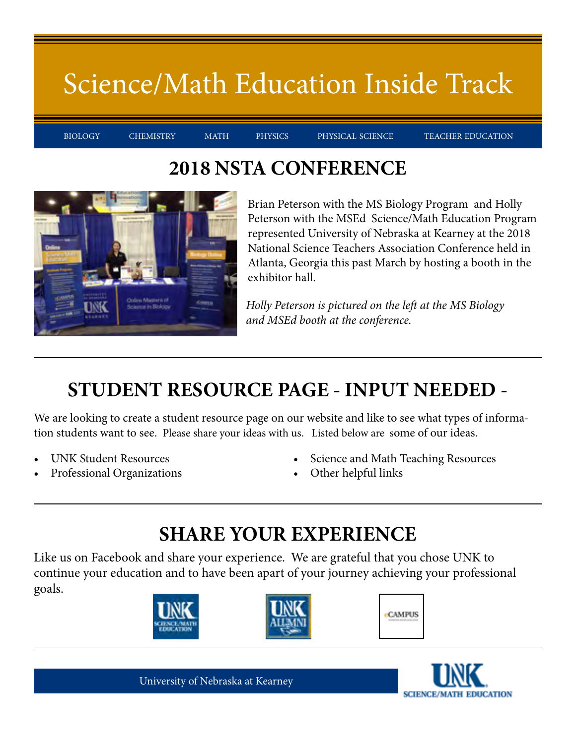# Science/Math Education Inside Track

BIOLOGY CHEMISTRY MATH PHYSICS PHYSICAL SCIENCE TEACHER EDUCATION

## 2018 NSTA CONFERENCE

Brian Peterson with the MS Biology Program and Holly Peterson with the MSEd Science/Math Education Program represented University of Nebraska at Kearney at the 2018 National Science Teachers Association Conference held in Atlanta, Georgia this past March by hosting a booth in the exhibitor hall.

*Holly Peterson is pictured on the left at the MS Biology and MSEd booth at the conference.*

## STUDENT RESOURCE PAGE - INPUT NEEDED -

We are looking to create a student resource page on our website and like to see what types of information students want to see. Please share your ideas with us. Listed below are some of our ideas.

- UNK Student Resources
- Professional Organizations
- Science and Math Teaching Resources
- Other helpful links

## SHARE YOUR EXPERIENCE

Like us on Facebook and share your experience. We are grateful that you chose UNK to continue your education and to have been apart of your journey achieving your professional goals.

University of Nebraska at Kearney